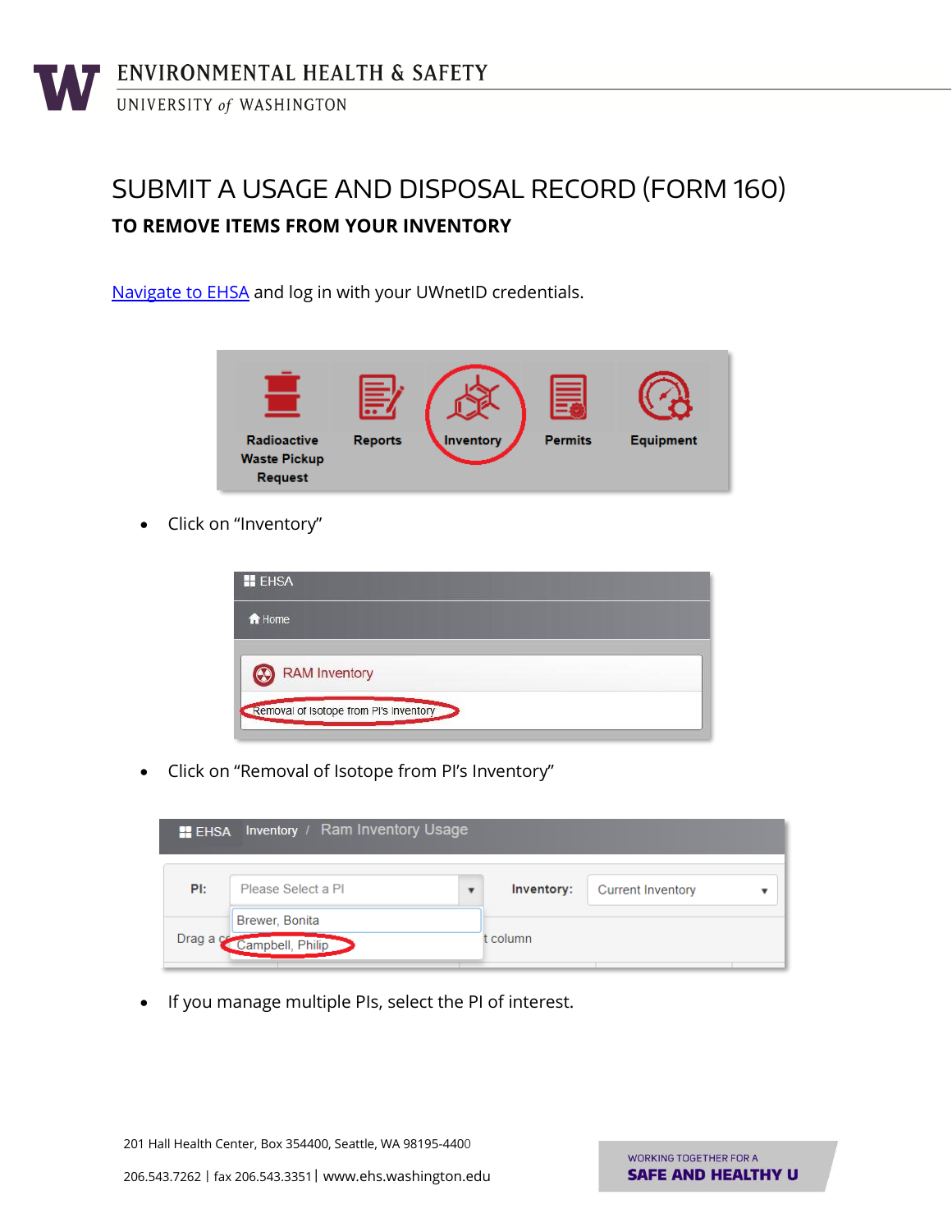# SUBMIT A USAGE AND DISPOSAL RECORD (FORM 160)

## TO REMOVE ITEMS FROM YOUR INVENTORY

Navigate to EHSA and log in with your UWnetID credentials.

- Click on "Inventory"

- Click on "Removal of Isotope from PI's Inventory"

- If you manage multiple PIs, select the PI of interest.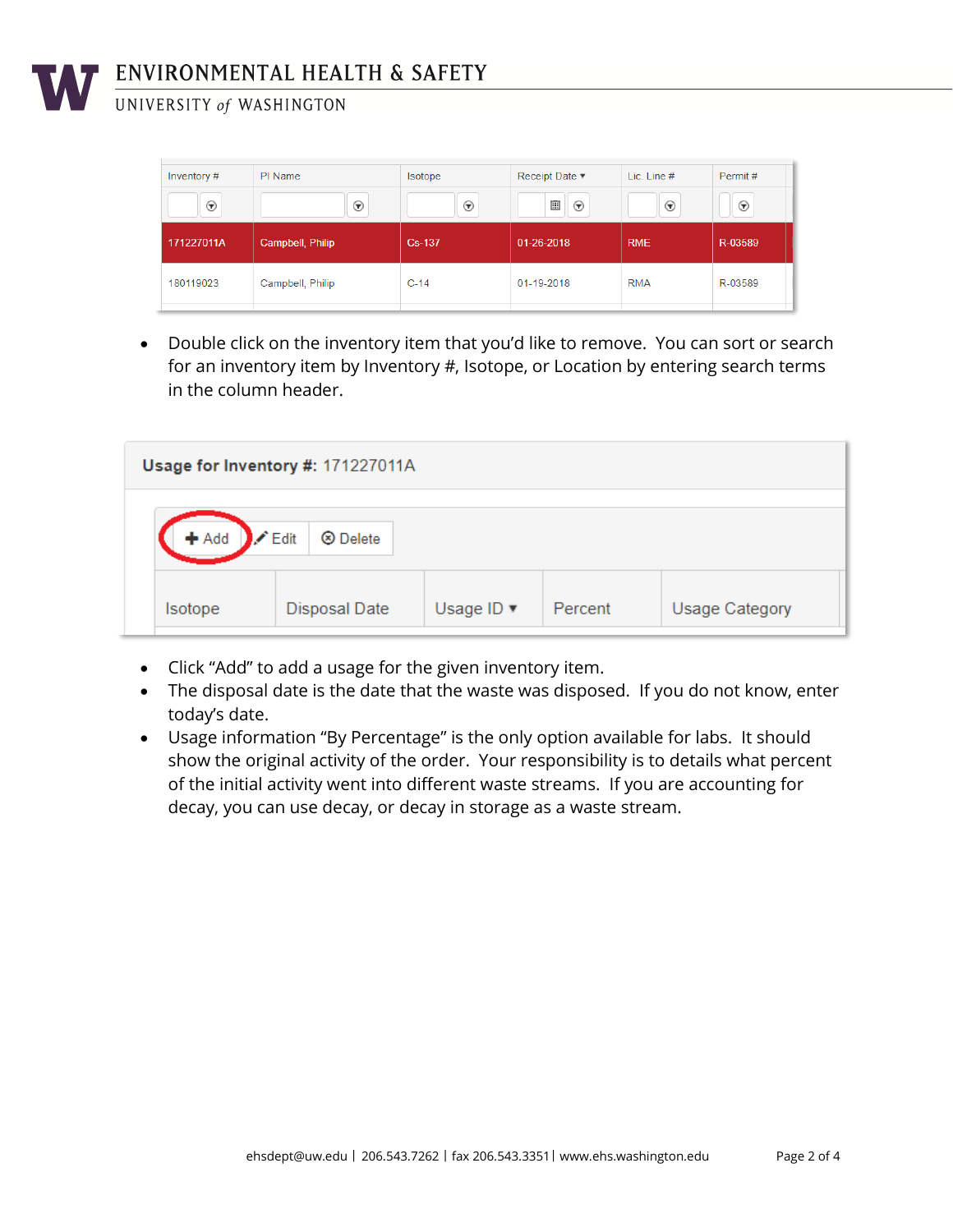| Inventory # | PI Name | Isotope | Receipt Date ▾ | Lic. Line # | Permit # |
|---|---|---|---|---|---|
| 171227011A | Campbell, Philip | Cs-137 | 01-26-2018 | RME | R-03589 |
| 180119023 | Campbell, Philip | C-14 | 01-19-2018 | RMA | R-03589 |

- Double click on the inventory item that you'd like to remove. You can sort or search for an inventory item by Inventory #, Isotope, or Location by entering search terms in the column header.

**Usage for Inventory #:** 171227011A

+ Add | Edit | Delete

| Isotope | Disposal Date | Usage ID ▾ | Percent | Usage Category |
|---|---|---|---|---|

- Click "Add" to add a usage for the given inventory item.
- The disposal date is the date that the waste was disposed. If you do not know, enter today's date.
- Usage information "By Percentage" is the only option available for labs. It should show the original activity of the order. Your responsibility is to details what percent of the initial activity went into different waste streams. If you are accounting for decay, you can use decay, or decay in storage as a waste stream.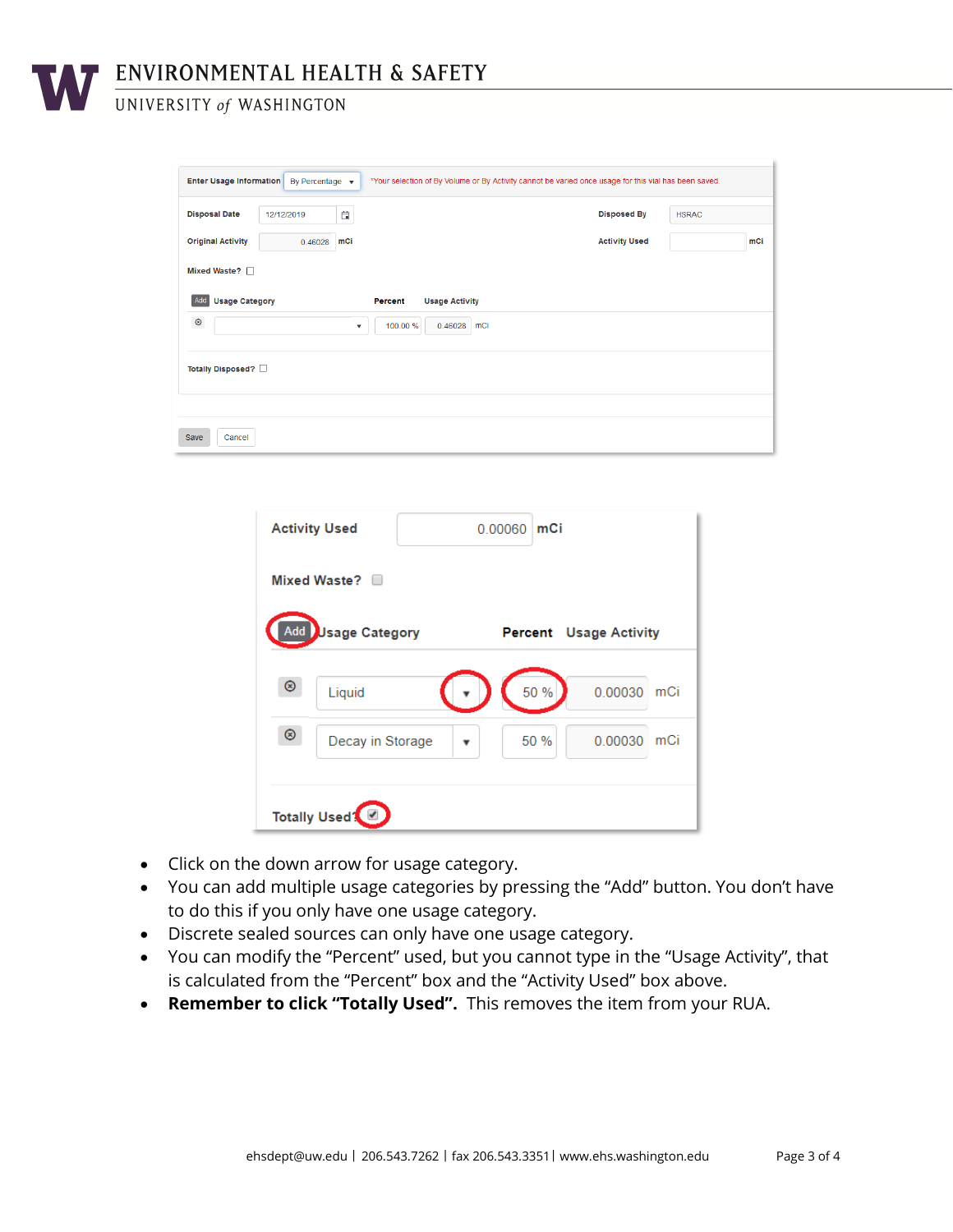- Click on the down arrow for usage category.
- You can add multiple usage categories by pressing the “Add” button. You don’t have to do this if you only have one usage category.
- Discrete sealed sources can only have one usage category.
- You can modify the “Percent” used, but you cannot type in the “Usage Activity”, that is calculated from the “Percent” box and the “Activity Used” box above.
- **Remember to click “Totally Used”.** This removes the item from your RUA.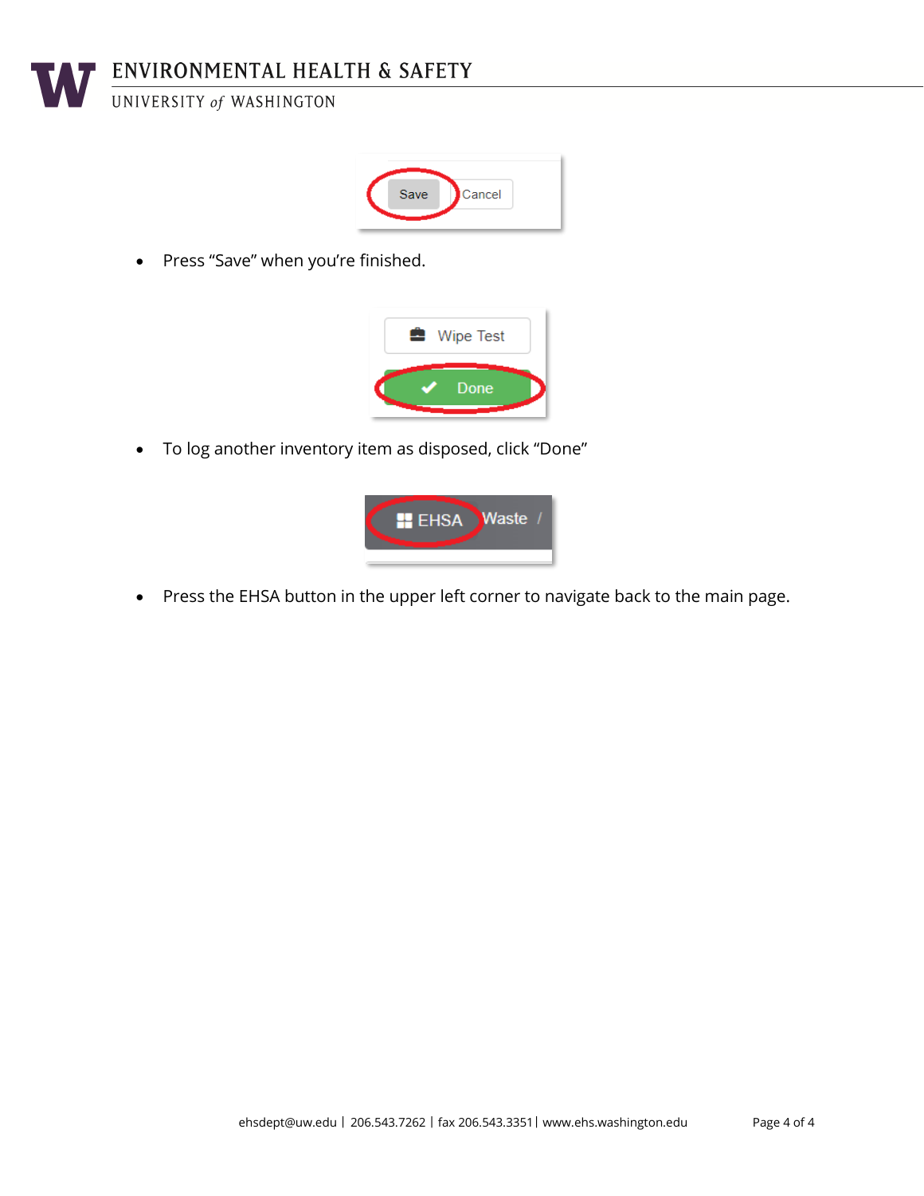- Press "Save" when you're finished.

- To log another inventory item as disposed, click "Done"

- Press the EHSA button in the upper left corner to navigate back to the main page.